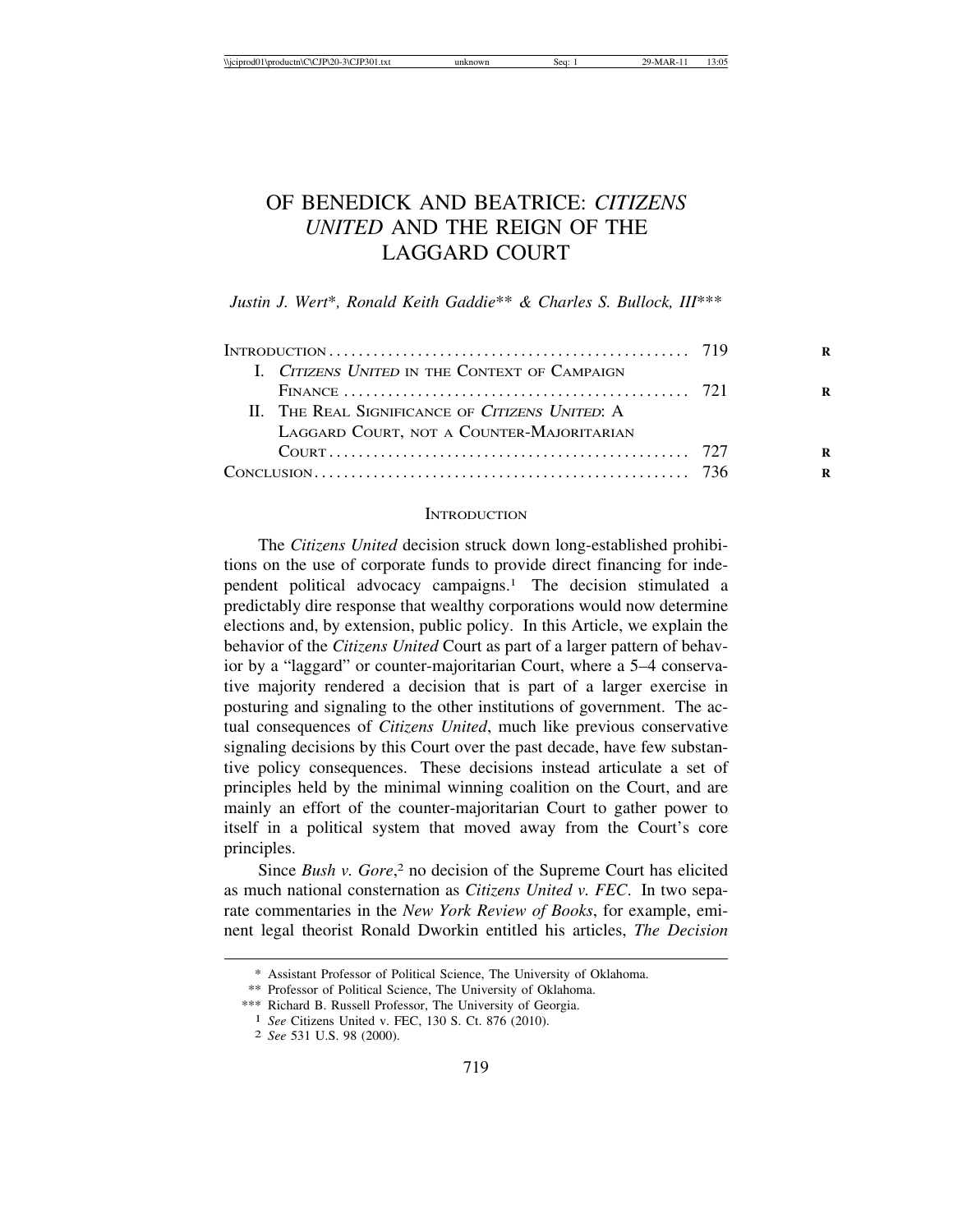# OF BENEDICK AND BEATRICE: *CITIZENS UNITED* AND THE REIGN OF THE LAGGARD COURT

*Justin J. Wert\*, Ronald Keith Gaddie\*\* & Charles S. Bullock, III\*\*\**

| | |
|---|---|
| INTRODUCTION | 719 |
| I. *CITIZENS UNITED* IN THE CONTEXT OF CAMPAIGN FINANCE | 721 |
| II. THE REAL SIGNIFICANCE OF *CITIZENS UNITED*: A LAGGARD COURT, NOT A COUNTER-MAJORITARIAN COURT | 727 |
| CONCLUSION | 736 |

## INTRODUCTION

The *Citizens United* decision struck down long-established prohibitions on the use of corporate funds to provide direct financing for independent political advocacy campaigns.[1] The decision stimulated a predictably dire response that wealthy corporations would now determine elections and, by extension, public policy. In this Article, we explain the behavior of the *Citizens United* Court as part of a larger pattern of behavior by a "laggard" or counter-majoritarian Court, where a 5–4 conservative majority rendered a decision that is part of a larger exercise in posturing and signaling to the other institutions of government. The actual consequences of *Citizens United*, much like previous conservative signaling decisions by this Court over the past decade, have few substantive policy consequences. These decisions instead articulate a set of principles held by the minimal winning coalition on the Court, and are mainly an effort of the counter-majoritarian Court to gather power to itself in a political system that moved away from the Court's core principles.

Since *Bush v. Gore*,[2] no decision of the Supreme Court has elicited as much national consternation as *Citizens United v. FEC*. In two separate commentaries in the *New York Review of Books*, for example, eminent legal theorist Ronald Dworkin entitled his articles, *The Decision*

---

\* Assistant Professor of Political Science, The University of Oklahoma.

\*\* Professor of Political Science, The University of Oklahoma.

\*\*\* Richard B. Russell Professor, The University of Georgia.

[1] *See* Citizens United v. FEC, 130 S. Ct. 876 (2010).

[2] *See* 531 U.S. 98 (2000).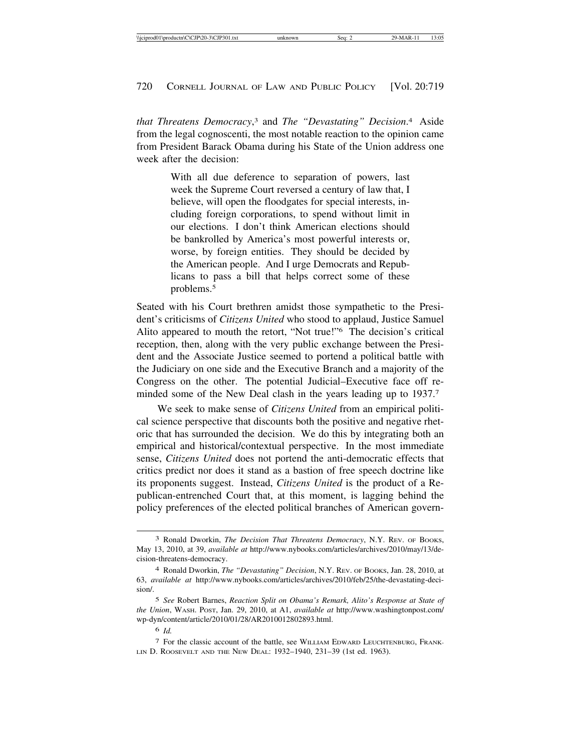*that Threatens Democracy*,[3] and *The "Devastating" Decision*.[4] Aside from the legal cognoscenti, the most notable reaction to the opinion came from President Barack Obama during his State of the Union address one week after the decision:

> With all due deference to separation of powers, last week the Supreme Court reversed a century of law that, I believe, will open the floodgates for special interests, including foreign corporations, to spend without limit in our elections. I don't think American elections should be bankrolled by America's most powerful interests or, worse, by foreign entities. They should be decided by the American people. And I urge Democrats and Republicans to pass a bill that helps correct some of these problems.[5]

Seated with his Court brethren amidst those sympathetic to the President's criticisms of *Citizens United* who stood to applaud, Justice Samuel Alito appeared to mouth the retort, "Not true!"[6] The decision's critical reception, then, along with the very public exchange between the President and the Associate Justice seemed to portend a political battle with the Judiciary on one side and the Executive Branch and a majority of the Congress on the other. The potential Judicial–Executive face off reminded some of the New Deal clash in the years leading up to 1937.[7]

We seek to make sense of *Citizens United* from an empirical political science perspective that discounts both the positive and negative rhetoric that has surrounded the decision. We do this by integrating both an empirical and historical/contextual perspective. In the most immediate sense, *Citizens United* does not portend the anti-democratic effects that critics predict nor does it stand as a bastion of free speech doctrine like its proponents suggest. Instead, *Citizens United* is the product of a Republican-entrenched Court that, at this moment, is lagging behind the policy preferences of the elected political branches of American govern-

---

[3] Ronald Dworkin, *The Decision That Threatens Democracy*, N.Y. REV. OF BOOKS, May 13, 2010, at 39, *available at* http://www.nybooks.com/articles/archives/2010/may/13/decision-threatens-democracy.

[4] Ronald Dworkin, *The "Devastating" Decision*, N.Y. REV. OF BOOKS, Jan. 28, 2010, at 63, *available at* http://www.nybooks.com/articles/archives/2010/feb/25/the-devastating-decision/.

[5] *See* Robert Barnes, *Reaction Split on Obama's Remark, Alito's Response at State of the Union*, WASH. POST, Jan. 29, 2010, at A1, *available at* http://www.washingtonpost.com/wp-dyn/content/article/2010/01/28/AR2010012802893.html.

[6] *Id.*

[7] For the classic account of the battle, see WILLIAM EDWARD LEUCHTENBURG, FRANKLIN D. ROOSEVELT AND THE NEW DEAL: 1932–1940, 231–39 (1st ed. 1963).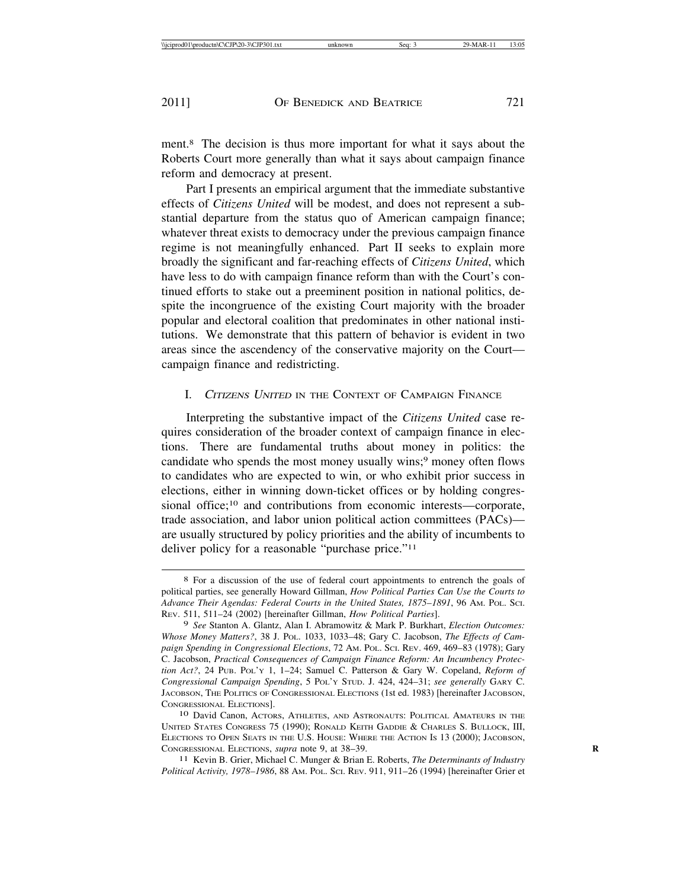ment.[8] The decision is thus more important for what it says about the Roberts Court more generally than what it says about campaign finance reform and democracy at present.

Part I presents an empirical argument that the immediate substantive effects of *Citizens United* will be modest, and does not represent a substantial departure from the status quo of American campaign finance; whatever threat exists to democracy under the previous campaign finance regime is not meaningfully enhanced. Part II seeks to explain more broadly the significant and far-reaching effects of *Citizens United*, which have less to do with campaign finance reform than with the Court's continued efforts to stake out a preeminent position in national politics, despite the incongruence of the existing Court majority with the broader popular and electoral coalition that predominates in other national institutions. We demonstrate that this pattern of behavior is evident in two areas since the ascendency of the conservative majority on the Court—campaign finance and redistricting.

## I. *Citizens United* in the Context of Campaign Finance

Interpreting the substantive impact of the *Citizens United* case requires consideration of the broader context of campaign finance in elections. There are fundamental truths about money in politics: the candidate who spends the most money usually wins;[9] money often flows to candidates who are expected to win, or who exhibit prior success in elections, either in winning down-ticket offices or by holding congressional office;[10] and contributions from economic interests—corporate, trade association, and labor union political action committees (PACs)—are usually structured by policy priorities and the ability of incumbents to deliver policy for a reasonable "purchase price."[11]

---

[8] For a discussion of the use of federal court appointments to entrench the goals of political parties, see generally Howard Gillman, *How Political Parties Can Use the Courts to Advance Their Agendas: Federal Courts in the United States, 1875–1891*, 96 Am. Pol. Sci. Rev. 511, 511–24 (2002) [hereinafter Gillman, *How Political Parties*].

[9] *See* Stanton A. Glantz, Alan I. Abramowitz & Mark P. Burkhart, *Election Outcomes: Whose Money Matters?*, 38 J. Pol. 1033, 1033–48; Gary C. Jacobson, *The Effects of Campaign Spending in Congressional Elections*, 72 Am. Pol. Sci. Rev. 469, 469–83 (1978); Gary C. Jacobson, *Practical Consequences of Campaign Finance Reform: An Incumbency Protection Act?*, 24 Pub. Pol'y 1, 1–24; Samuel C. Patterson & Gary W. Copeland, *Reform of Congressional Campaign Spending*, 5 Pol'y Stud. J. 424, 424–31; *see generally* Gary C. Jacobson, The Politics of Congressional Elections (1st ed. 1983) [hereinafter Jacobson, Congressional Elections].

[10] David Canon, Actors, Athletes, and Astronauts: Political Amateurs in the United States Congress 75 (1990); Ronald Keith Gaddie & Charles S. Bullock, III, Elections to Open Seats in the U.S. House: Where the Action Is 13 (2000); Jacobson, Congressional Elections, *supra* note 9, at 38–39.

[11] Kevin B. Grier, Michael C. Munger & Brian E. Roberts, *The Determinants of Industry Political Activity, 1978–1986*, 88 Am. Pol. Sci. Rev. 911, 911–26 (1994) [hereinafter Grier et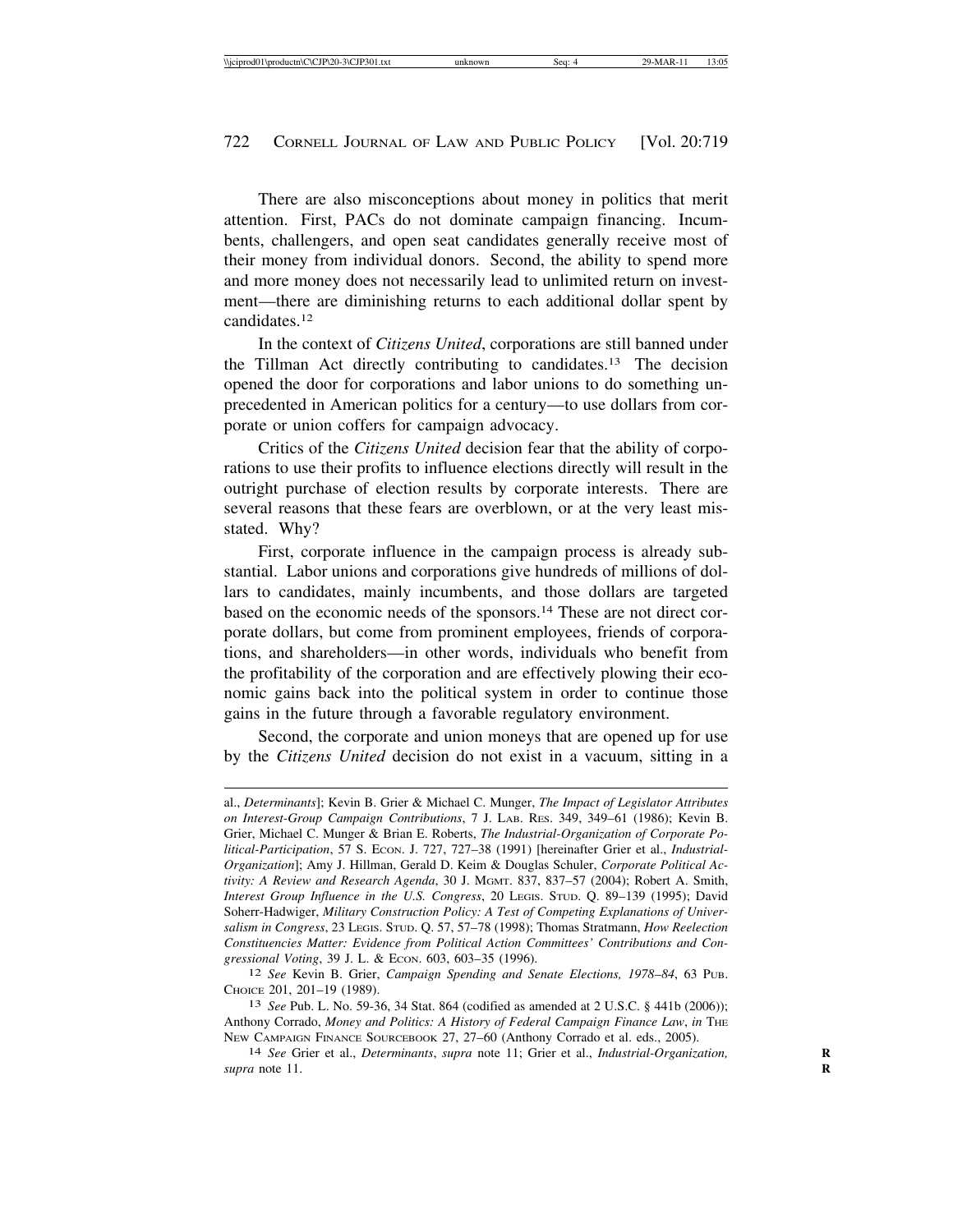There are also misconceptions about money in politics that merit attention. First, PACs do not dominate campaign financing. Incumbents, challengers, and open seat candidates generally receive most of their money from individual donors. Second, the ability to spend more and more money does not necessarily lead to unlimited return on investment—there are diminishing returns to each additional dollar spent by candidates.[12]

In the context of *Citizens United*, corporations are still banned under the Tillman Act directly contributing to candidates.[13] The decision opened the door for corporations and labor unions to do something unprecedented in American politics for a century—to use dollars from corporate or union coffers for campaign advocacy.

Critics of the *Citizens United* decision fear that the ability of corporations to use their profits to influence elections directly will result in the outright purchase of election results by corporate interests. There are several reasons that these fears are overblown, or at the very least misstated. Why?

First, corporate influence in the campaign process is already substantial. Labor unions and corporations give hundreds of millions of dollars to candidates, mainly incumbents, and those dollars are targeted based on the economic needs of the sponsors.[14] These are not direct corporate dollars, but come from prominent employees, friends of corporations, and shareholders—in other words, individuals who benefit from the profitability of the corporation and are effectively plowing their economic gains back into the political system in order to continue those gains in the future through a favorable regulatory environment.

Second, the corporate and union moneys that are opened up for use by the *Citizens United* decision do not exist in a vacuum, sitting in a

---

al., *Determinants*]; Kevin B. Grier & Michael C. Munger, *The Impact of Legislator Attributes on Interest-Group Campaign Contributions*, 7 J. LAB. RES. 349, 349–61 (1986); Kevin B. Grier, Michael C. Munger & Brian E. Roberts, *The Industrial-Organization of Corporate Political-Participation*, 57 S. ECON. J. 727, 727–38 (1991) [hereinafter Grier et al., *Industrial-Organization*]; Amy J. Hillman, Gerald D. Keim & Douglas Schuler, *Corporate Political Activity: A Review and Research Agenda*, 30 J. MGMT. 837, 837–57 (2004); Robert A. Smith, *Interest Group Influence in the U.S. Congress*, 20 LEGIS. STUD. Q. 89–139 (1995); David Soherr-Hadwiger, *Military Construction Policy: A Test of Competing Explanations of Universalism in Congress*, 23 LEGIS. STUD. Q. 57, 57–78 (1998); Thomas Stratmann, *How Reelection Constituencies Matter: Evidence from Political Action Committees' Contributions and Congressional Voting*, 39 J. L. & ECON. 603, 603–35 (1996).

12 *See* Kevin B. Grier, *Campaign Spending and Senate Elections, 1978–84*, 63 PUB. CHOICE 201, 201–19 (1989).

13 *See* Pub. L. No. 59-36, 34 Stat. 864 (codified as amended at 2 U.S.C. § 441b (2006)); Anthony Corrado, *Money and Politics: A History of Federal Campaign Finance Law*, *in* THE NEW CAMPAIGN FINANCE SOURCEBOOK 27, 27–60 (Anthony Corrado et al. eds., 2005).

14 *See* Grier et al., *Determinants*, *supra* note 11; Grier et al., *Industrial-Organization, supra* note 11.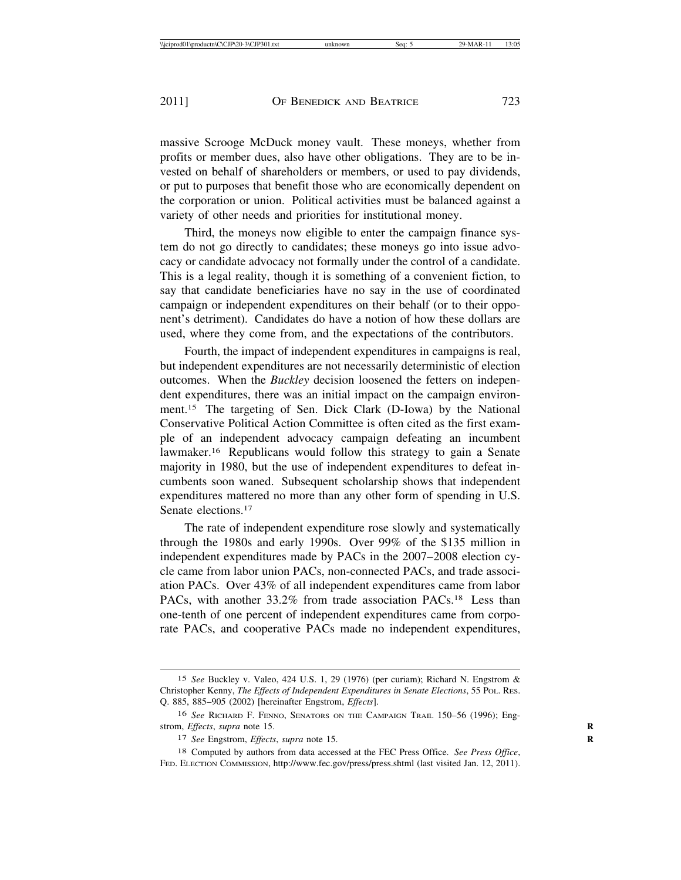massive Scrooge McDuck money vault. These moneys, whether from profits or member dues, also have other obligations. They are to be invested on behalf of shareholders or members, or used to pay dividends, or put to purposes that benefit those who are economically dependent on the corporation or union. Political activities must be balanced against a variety of other needs and priorities for institutional money.

Third, the moneys now eligible to enter the campaign finance system do not go directly to candidates; these moneys go into issue advocacy or candidate advocacy not formally under the control of a candidate. This is a legal reality, though it is something of a convenient fiction, to say that candidate beneficiaries have no say in the use of coordinated campaign or independent expenditures on their behalf (or to their opponent's detriment). Candidates do have a notion of how these dollars are used, where they come from, and the expectations of the contributors.

Fourth, the impact of independent expenditures in campaigns is real, but independent expenditures are not necessarily deterministic of election outcomes. When the *Buckley* decision loosened the fetters on independent expenditures, there was an initial impact on the campaign environment.[15] The targeting of Sen. Dick Clark (D-Iowa) by the National Conservative Political Action Committee is often cited as the first example of an independent advocacy campaign defeating an incumbent lawmaker.[16] Republicans would follow this strategy to gain a Senate majority in 1980, but the use of independent expenditures to defeat incumbents soon waned. Subsequent scholarship shows that independent expenditures mattered no more than any other form of spending in U.S. Senate elections.[17]

The rate of independent expenditure rose slowly and systematically through the 1980s and early 1990s. Over 99% of the $135 million in independent expenditures made by PACs in the 2007–2008 election cycle came from labor union PACs, non-connected PACs, and trade association PACs. Over 43% of all independent expenditures came from labor PACs, with another 33.2% from trade association PACs.[18] Less than one-tenth of one percent of independent expenditures came from corporate PACs, and cooperative PACs made no independent expenditures,

---

[15] *See* Buckley v. Valeo, 424 U.S. 1, 29 (1976) (per curiam); Richard N. Engstrom & Christopher Kenny, *The Effects of Independent Expenditures in Senate Elections*, 55 POL. RES. Q. 885, 885–905 (2002) [hereinafter Engstrom, *Effects*].

[16] *See* RICHARD F. FENNO, SENATORS ON THE CAMPAIGN TRAIL 150–56 (1996); Engstrom, *Effects*, *supra* note 15.

[17] *See* Engstrom, *Effects*, *supra* note 15.

[18] Computed by authors from data accessed at the FEC Press Office. *See Press Office*, FED. ELECTION COMMISSION, http://www.fec.gov/press/press.shtml (last visited Jan. 12, 2011).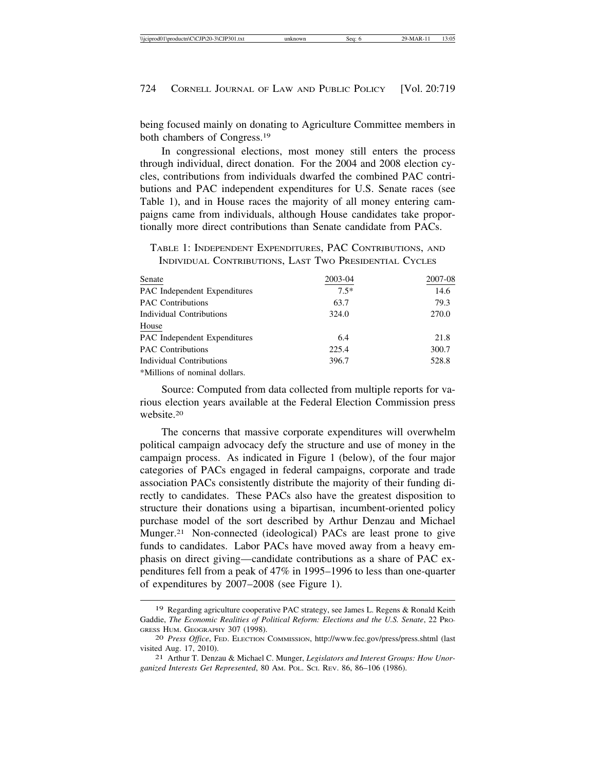being focused mainly on donating to Agriculture Committee members in both chambers of Congress.[19]

In congressional elections, most money still enters the process through individual, direct donation. For the 2004 and 2008 election cycles, contributions from individuals dwarfed the combined PAC contributions and PAC independent expenditures for U.S. Senate races (see Table 1), and in House races the majority of all money entering campaigns came from individuals, although House candidates take proportionally more direct contributions than Senate candidate from PACs.

TABLE 1: INDEPENDENT EXPENDITURES, PAC CONTRIBUTIONS, AND INDIVIDUAL CONTRIBUTIONS, LAST TWO PRESIDENTIAL CYCLES

| Senate | 2003-04 | 2007-08 |
|---|---|---|
| PAC Independent Expenditures | 7.5* | 14.6 |
| PAC Contributions | 63.7 | 79.3 |
| Individual Contributions | 324.0 | 270.0 |
| House | | |
| PAC Independent Expenditures | 6.4 | 21.8 |
| PAC Contributions | 225.4 | 300.7 |
| Individual Contributions | 396.7 | 528.8 |

*Millions of nominal dollars.

Source: Computed from data collected from multiple reports for various election years available at the Federal Election Commission press website.[20]

The concerns that massive corporate expenditures will overwhelm political campaign advocacy defy the structure and use of money in the campaign process. As indicated in Figure 1 (below), of the four major categories of PACs engaged in federal campaigns, corporate and trade association PACs consistently distribute the majority of their funding directly to candidates. These PACs also have the greatest disposition to structure their donations using a bipartisan, incumbent-oriented policy purchase model of the sort described by Arthur Denzau and Michael Munger.[21] Non-connected (ideological) PACs are least prone to give funds to candidates. Labor PACs have moved away from a heavy emphasis on direct giving—candidate contributions as a share of PAC expenditures fell from a peak of 47% in 1995–1996 to less than one-quarter of expenditures by 2007–2008 (see Figure 1).

---

19 Regarding agriculture cooperative PAC strategy, see James L. Regens & Ronald Keith Gaddie, *The Economic Realities of Political Reform: Elections and the U.S. Senate*, 22 PROGRESS HUM. GEOGRAPHY 307 (1998).

20 *Press Office*, FED. ELECTION COMMISSION, http://www.fec.gov/press/press.shtml (last visited Aug. 17, 2010).

21 Arthur T. Denzau & Michael C. Munger, *Legislators and Interest Groups: How Unorganized Interests Get Represented*, 80 AM. POL. SCI. REV. 86, 86–106 (1986).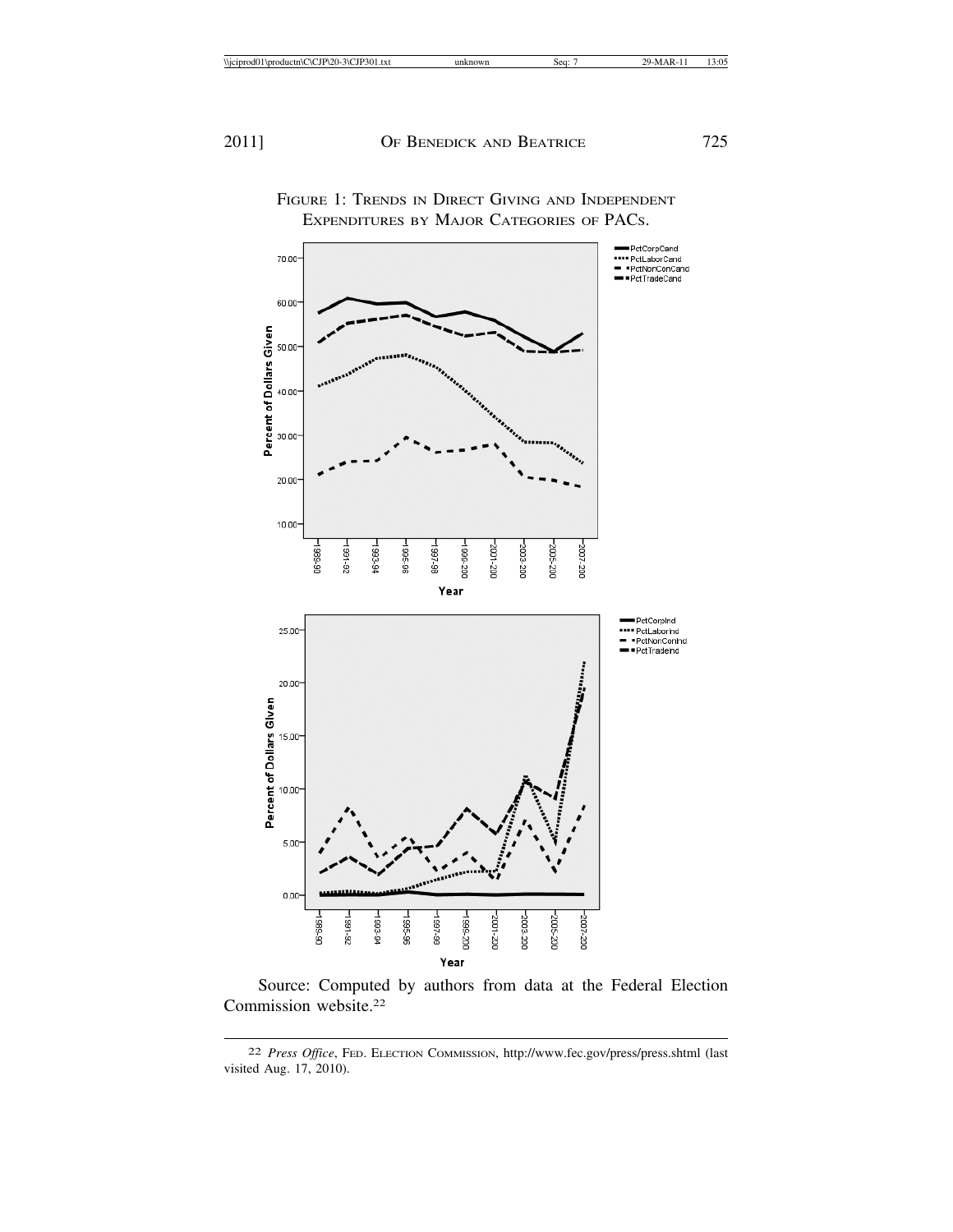FIGURE 1: TRENDS IN DIRECT GIVING AND INDEPENDENT EXPENDITURES BY MAJOR CATEGORIES OF PACS.

Source: Computed by authors from data at the Federal Election Commission website.[22]

[22] *Press Office*, FED. ELECTION COMMISSION, http://www.fec.gov/press/press.shtml (last visited Aug. 17, 2010).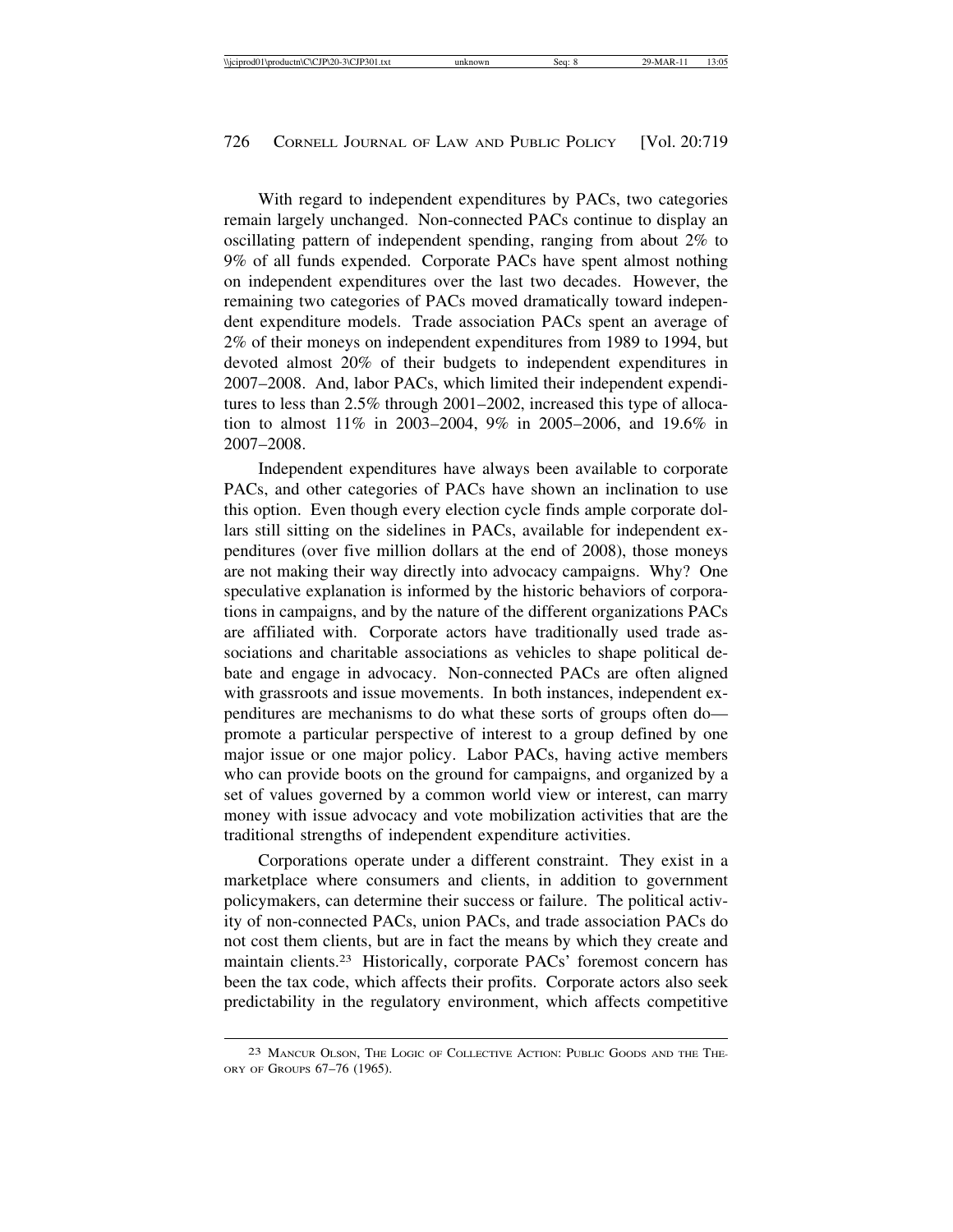With regard to independent expenditures by PACs, two categories remain largely unchanged. Non-connected PACs continue to display an oscillating pattern of independent spending, ranging from about 2% to 9% of all funds expended. Corporate PACs have spent almost nothing on independent expenditures over the last two decades. However, the remaining two categories of PACs moved dramatically toward independent expenditure models. Trade association PACs spent an average of 2% of their moneys on independent expenditures from 1989 to 1994, but devoted almost 20% of their budgets to independent expenditures in 2007–2008. And, labor PACs, which limited their independent expenditures to less than 2.5% through 2001–2002, increased this type of allocation to almost 11% in 2003–2004, 9% in 2005–2006, and 19.6% in 2007–2008.

Independent expenditures have always been available to corporate PACs, and other categories of PACs have shown an inclination to use this option. Even though every election cycle finds ample corporate dollars still sitting on the sidelines in PACs, available for independent expenditures (over five million dollars at the end of 2008), those moneys are not making their way directly into advocacy campaigns. Why? One speculative explanation is informed by the historic behaviors of corporations in campaigns, and by the nature of the different organizations PACs are affiliated with. Corporate actors have traditionally used trade associations and charitable associations as vehicles to shape political debate and engage in advocacy. Non-connected PACs are often aligned with grassroots and issue movements. In both instances, independent expenditures are mechanisms to do what these sorts of groups often do—promote a particular perspective of interest to a group defined by one major issue or one major policy. Labor PACs, having active members who can provide boots on the ground for campaigns, and organized by a set of values governed by a common world view or interest, can marry money with issue advocacy and vote mobilization activities that are the traditional strengths of independent expenditure activities.

Corporations operate under a different constraint. They exist in a marketplace where consumers and clients, in addition to government policymakers, can determine their success or failure. The political activity of non-connected PACs, union PACs, and trade association PACs do not cost them clients, but are in fact the means by which they create and maintain clients.[23] Historically, corporate PACs' foremost concern has been the tax code, which affects their profits. Corporate actors also seek predictability in the regulatory environment, which affects competitive

---

[23] Mancur Olson, The Logic of Collective Action: Public Goods and the Theory of Groups 67–76 (1965).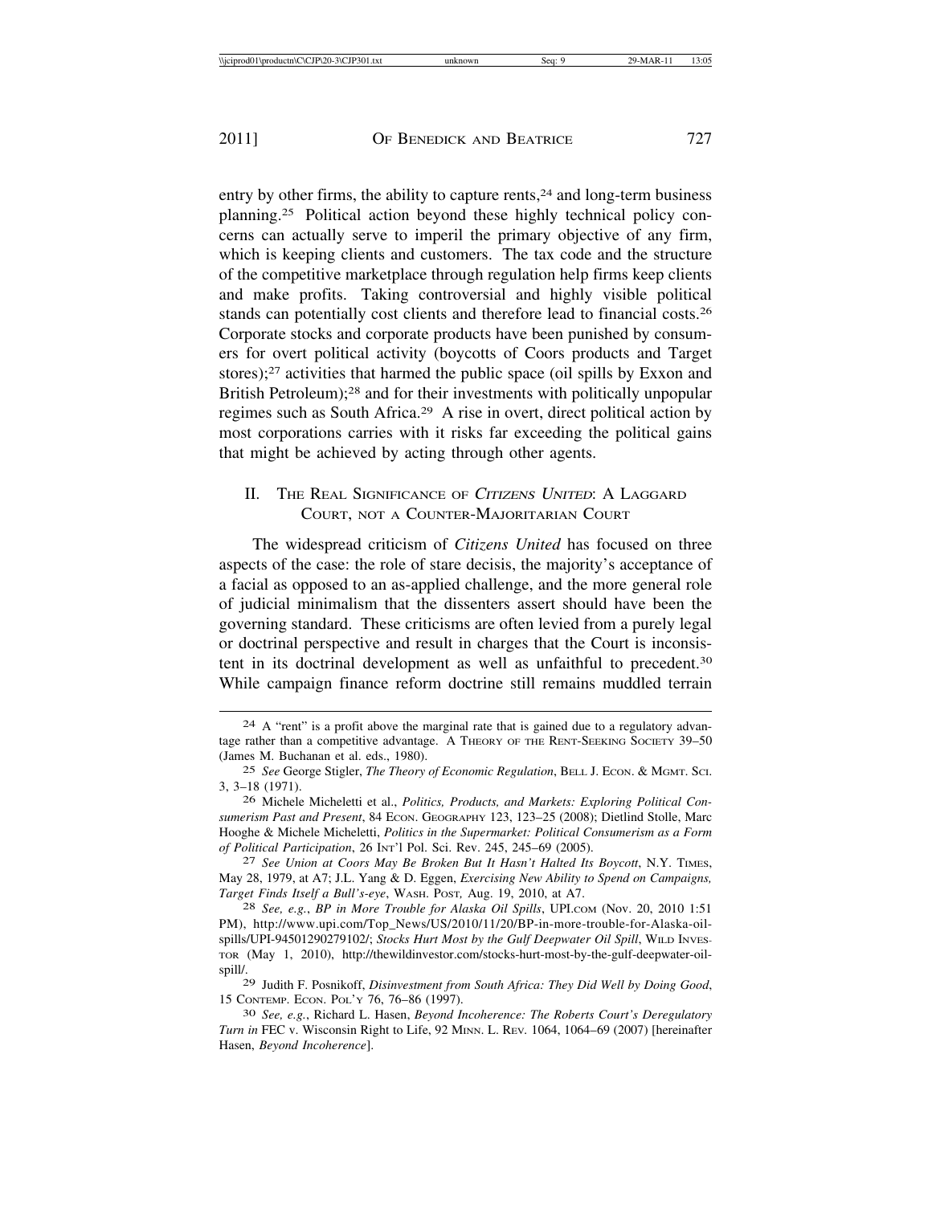entry by other firms, the ability to capture rents,[24] and long-term business planning.[25] Political action beyond these highly technical policy concerns can actually serve to imperil the primary objective of any firm, which is keeping clients and customers. The tax code and the structure of the competitive marketplace through regulation help firms keep clients and make profits. Taking controversial and highly visible political stands can potentially cost clients and therefore lead to financial costs.[26] Corporate stocks and corporate products have been punished by consumers for overt political activity (boycotts of Coors products and Target stores);[27] activities that harmed the public space (oil spills by Exxon and British Petroleum);[28] and for their investments with politically unpopular regimes such as South Africa.[29] A rise in overt, direct political action by most corporations carries with it risks far exceeding the political gains that might be achieved by acting through other agents.

## II. The Real Significance of *Citizens United*: A Laggard Court, not a Counter-Majoritarian Court

The widespread criticism of *Citizens United* has focused on three aspects of the case: the role of stare decisis, the majority's acceptance of a facial as opposed to an as-applied challenge, and the more general role of judicial minimalism that the dissenters assert should have been the governing standard. These criticisms are often levied from a purely legal or doctrinal perspective and result in charges that the Court is inconsistent in its doctrinal development as well as unfaithful to precedent.[30] While campaign finance reform doctrine still remains muddled terrain

---

[24] A "rent" is a profit above the marginal rate that is gained due to a regulatory advantage rather than a competitive advantage. A Theory of the Rent-Seeking Society 39–50 (James M. Buchanan et al. eds., 1980).

[25] *See* George Stigler, *The Theory of Economic Regulation*, Bell J. Econ. & Mgmt. Sci. 3, 3–18 (1971).

[26] Michele Micheletti et al., *Politics, Products, and Markets: Exploring Political Consumerism Past and Present*, 84 Econ. Geography 123, 123–25 (2008); Dietlind Stolle, Marc Hooghe & Michele Micheletti, *Politics in the Supermarket: Political Consumerism as a Form of Political Participation*, 26 Int'l Pol. Sci. Rev. 245, 245–69 (2005).

[27] *See Union at Coors May Be Broken But It Hasn't Halted Its Boycott*, N.Y. Times, May 28, 1979, at A7; J.L. Yang & D. Eggen, *Exercising New Ability to Spend on Campaigns, Target Finds Itself a Bull's-eye*, Wash. Post, Aug. 19, 2010, at A7.

[28] *See, e.g.*, *BP in More Trouble for Alaska Oil Spills*, UPI.com (Nov. 20, 2010 1:51 PM), http://www.upi.com/Top_News/US/2010/11/20/BP-in-more-trouble-for-Alaska-oil-spills/UPI-94501290279102/; *Stocks Hurt Most by the Gulf Deepwater Oil Spill*, Wild Investor (May 1, 2010), http://thewildinvestor.com/stocks-hurt-most-by-the-gulf-deepwater-oil-spill/.

[29] Judith F. Posnikoff, *Disinvestment from South Africa: They Did Well by Doing Good*, 15 Contemp. Econ. Pol'y 76, 76–86 (1997).

[30] *See, e.g.*, Richard L. Hasen, *Beyond Incoherence: The Roberts Court's Deregulatory Turn in* FEC v. Wisconsin Right to Life, 92 Minn. L. Rev. 1064, 1064–69 (2007) [hereinafter Hasen, *Beyond Incoherence*].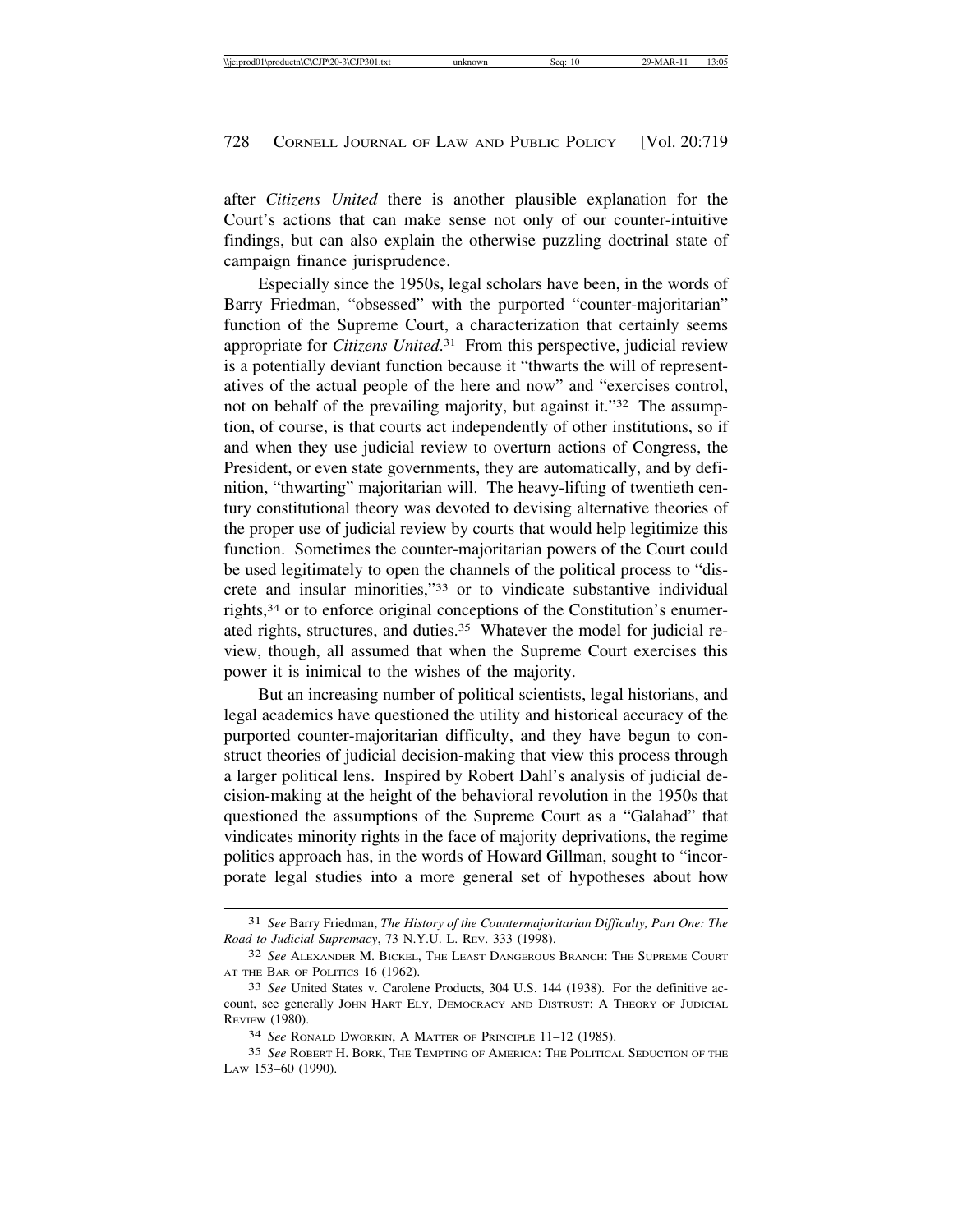after *Citizens United* there is another plausible explanation for the Court's actions that can make sense not only of our counter-intuitive findings, but can also explain the otherwise puzzling doctrinal state of campaign finance jurisprudence.

Especially since the 1950s, legal scholars have been, in the words of Barry Friedman, "obsessed" with the purported "counter-majoritarian" function of the Supreme Court, a characterization that certainly seems appropriate for *Citizens United*.[31] From this perspective, judicial review is a potentially deviant function because it "thwarts the will of representatives of the actual people of the here and now" and "exercises control, not on behalf of the prevailing majority, but against it."[32] The assumption, of course, is that courts act independently of other institutions, so if and when they use judicial review to overturn actions of Congress, the President, or even state governments, they are automatically, and by definition, "thwarting" majoritarian will. The heavy-lifting of twentieth century constitutional theory was devoted to devising alternative theories of the proper use of judicial review by courts that would help legitimize this function. Sometimes the counter-majoritarian powers of the Court could be used legitimately to open the channels of the political process to "discrete and insular minorities,"[33] or to vindicate substantive individual rights,[34] or to enforce original conceptions of the Constitution's enumerated rights, structures, and duties.[35] Whatever the model for judicial review, though, all assumed that when the Supreme Court exercises this power it is inimical to the wishes of the majority.

But an increasing number of political scientists, legal historians, and legal academics have questioned the utility and historical accuracy of the purported counter-majoritarian difficulty, and they have begun to construct theories of judicial decision-making that view this process through a larger political lens. Inspired by Robert Dahl's analysis of judicial decision-making at the height of the behavioral revolution in the 1950s that questioned the assumptions of the Supreme Court as a "Galahad" that vindicates minority rights in the face of majority deprivations, the regime politics approach has, in the words of Howard Gillman, sought to "incorporate legal studies into a more general set of hypotheses about how

---

[31] *See* Barry Friedman, *The History of the Countermajoritarian Difficulty, Part One: The Road to Judicial Supremacy*, 73 N.Y.U. L. Rev. 333 (1998).

[32] *See* Alexander M. Bickel, The Least Dangerous Branch: The Supreme Court at the Bar of Politics 16 (1962).

[33] *See* United States v. Carolene Products, 304 U.S. 144 (1938). For the definitive account, see generally John Hart Ely, Democracy and Distrust: A Theory of Judicial Review (1980).

[34] *See* Ronald Dworkin, A Matter of Principle 11–12 (1985).

[35] *See* Robert H. Bork, The Tempting of America: The Political Seduction of the Law 153–60 (1990).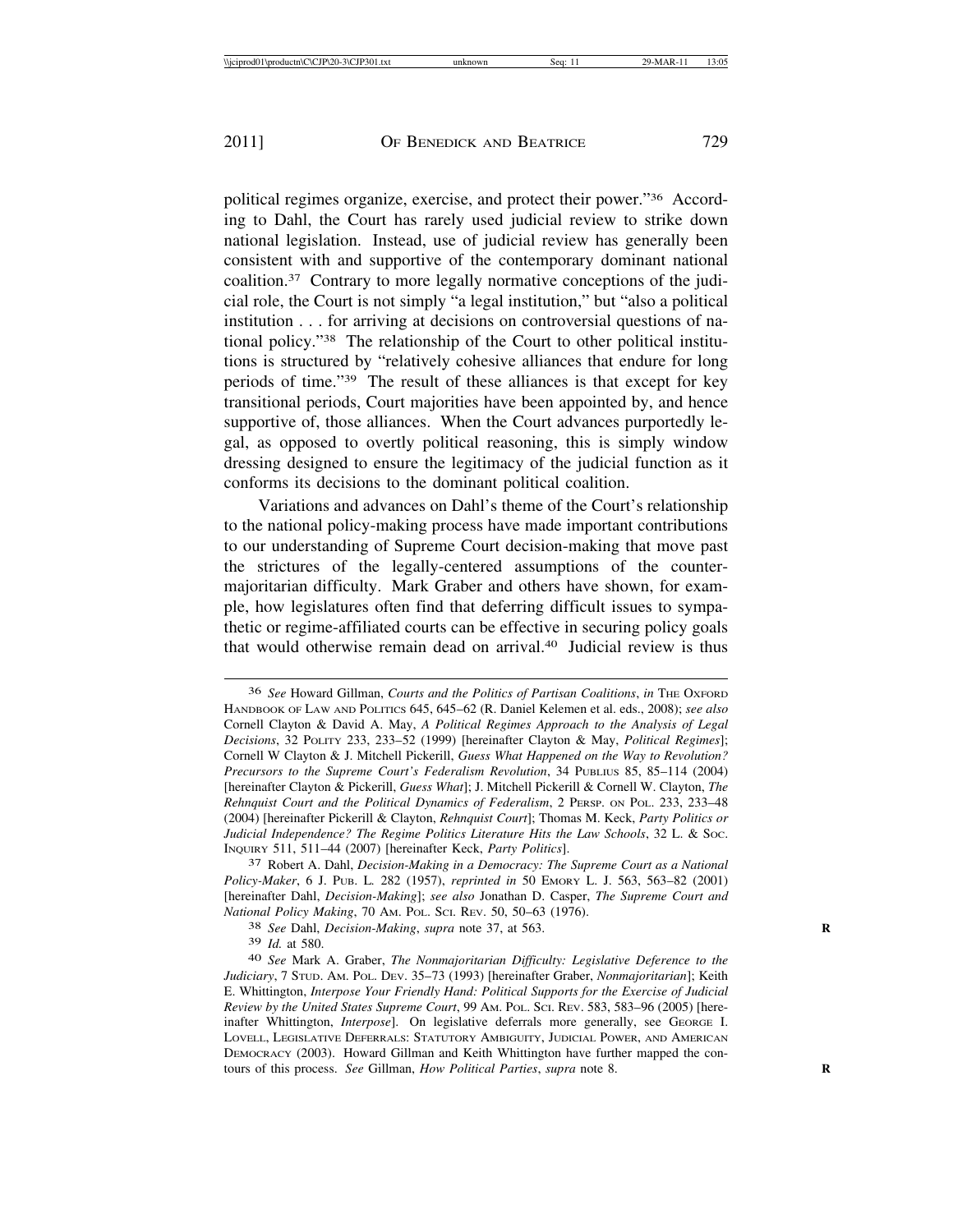political regimes organize, exercise, and protect their power."[36] According to Dahl, the Court has rarely used judicial review to strike down national legislation. Instead, use of judicial review has generally been consistent with and supportive of the contemporary dominant national coalition.[37] Contrary to more legally normative conceptions of the judicial role, the Court is not simply "a legal institution," but "also a political institution . . . for arriving at decisions on controversial questions of national policy."[38] The relationship of the Court to other political institutions is structured by "relatively cohesive alliances that endure for long periods of time."[39] The result of these alliances is that except for key transitional periods, Court majorities have been appointed by, and hence supportive of, those alliances. When the Court advances purportedly legal, as opposed to overtly political reasoning, this is simply window dressing designed to ensure the legitimacy of the judicial function as it conforms its decisions to the dominant political coalition.

Variations and advances on Dahl's theme of the Court's relationship to the national policy-making process have made important contributions to our understanding of Supreme Court decision-making that move past the strictures of the legally-centered assumptions of the counter-majoritarian difficulty. Mark Graber and others have shown, for example, how legislatures often find that deferring difficult issues to sympathetic or regime-affiliated courts can be effective in securing policy goals that would otherwise remain dead on arrival.[40] Judicial review is thus

---

[36] *See* Howard Gillman, *Courts and the Politics of Partisan Coalitions*, *in* THE OXFORD HANDBOOK OF LAW AND POLITICS 645, 645–62 (R. Daniel Kelemen et al. eds., 2008); *see also* Cornell Clayton & David A. May, *A Political Regimes Approach to the Analysis of Legal Decisions*, 32 POLITY 233, 233–52 (1999) [hereinafter Clayton & May, *Political Regimes*]; Cornell W Clayton & J. Mitchell Pickerill, *Guess What Happened on the Way to Revolution? Precursors to the Supreme Court's Federalism Revolution*, 34 PUBLIUS 85, 85–114 (2004) [hereinafter Clayton & Pickerill, *Guess What*]; J. Mitchell Pickerill & Cornell W. Clayton, *The Rehnquist Court and the Political Dynamics of Federalism*, 2 PERSP. ON POL. 233, 233–48 (2004) [hereinafter Pickerill & Clayton, *Rehnquist Court*]; Thomas M. Keck, *Party Politics or Judicial Independence? The Regime Politics Literature Hits the Law Schools*, 32 L. & SOC. INQUIRY 511, 511–44 (2007) [hereinafter Keck, *Party Politics*].

[37] Robert A. Dahl, *Decision-Making in a Democracy: The Supreme Court as a National Policy-Maker*, 6 J. PUB. L. 282 (1957), *reprinted in* 50 EMORY L. J. 563, 563–82 (2001) [hereinafter Dahl, *Decision-Making*]; *see also* Jonathan D. Casper, *The Supreme Court and National Policy Making*, 70 AM. POL. SCI. REV. 50, 50–63 (1976).

[38] *See* Dahl, *Decision-Making*, *supra* note 37, at 563.

[39] *Id.* at 580.

[40] *See* Mark A. Graber, *The Nonmajoritarian Difficulty: Legislative Deference to the Judiciary*, 7 STUD. AM. POL. DEV. 35–73 (1993) [hereinafter Graber, *Nonmajoritarian*]; Keith E. Whittington, *Interpose Your Friendly Hand: Political Supports for the Exercise of Judicial Review by the United States Supreme Court*, 99 AM. POL. SCI. REV. 583, 583–96 (2005) [hereinafter Whittington, *Interpose*]. On legislative deferrals more generally, see GEORGE I. LOVELL, LEGISLATIVE DEFERRALS: STATUTORY AMBIGUITY, JUDICIAL POWER, AND AMERICAN DEMOCRACY (2003). Howard Gillman and Keith Whittington have further mapped the contours of this process. *See* Gillman, *How Political Parties*, *supra* note 8.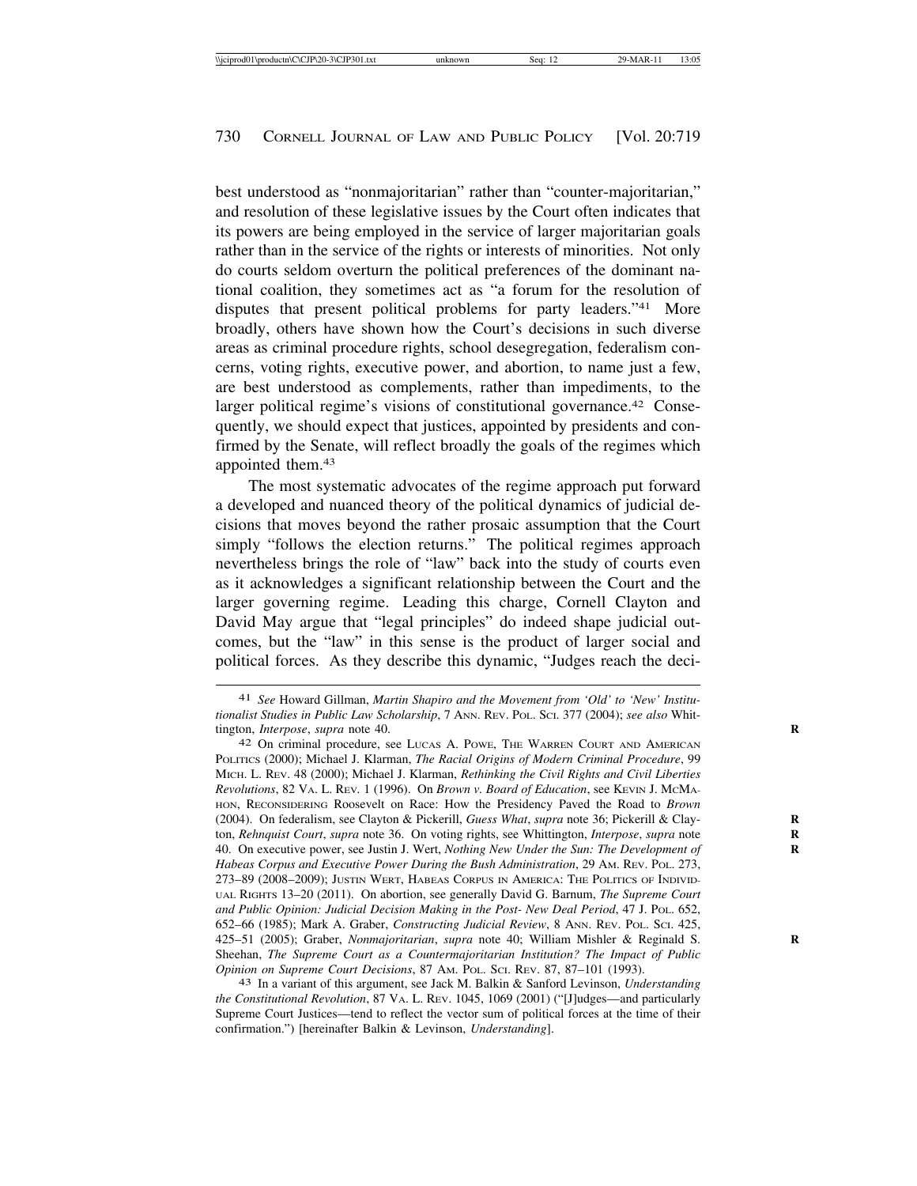best understood as "nonmajoritarian" rather than "counter-majoritarian," and resolution of these legislative issues by the Court often indicates that its powers are being employed in the service of larger majoritarian goals rather than in the service of the rights or interests of minorities. Not only do courts seldom overturn the political preferences of the dominant national coalition, they sometimes act as "a forum for the resolution of disputes that present political problems for party leaders."[41] More broadly, others have shown how the Court's decisions in such diverse areas as criminal procedure rights, school desegregation, federalism concerns, voting rights, executive power, and abortion, to name just a few, are best understood as complements, rather than impediments, to the larger political regime's visions of constitutional governance.[42] Consequently, we should expect that justices, appointed by presidents and confirmed by the Senate, will reflect broadly the goals of the regimes which appointed them.[43]

The most systematic advocates of the regime approach put forward a developed and nuanced theory of the political dynamics of judicial decisions that moves beyond the rather prosaic assumption that the Court simply "follows the election returns." The political regimes approach nevertheless brings the role of "law" back into the study of courts even as it acknowledges a significant relationship between the Court and the larger governing regime. Leading this charge, Cornell Clayton and David May argue that "legal principles" do indeed shape judicial outcomes, but the "law" in this sense is the product of larger social and political forces. As they describe this dynamic, "Judges reach the deci-

---

41 *See* Howard Gillman, *Martin Shapiro and the Movement from 'Old' to 'New' Institutionalist Studies in Public Law Scholarship*, 7 ANN. REV. POL. SCI. 377 (2004); *see also* Whittington, *Interpose*, *supra* note 40.

42 On criminal procedure, see LUCAS A. POWE, THE WARREN COURT AND AMERICAN POLITICS (2000); Michael J. Klarman, *The Racial Origins of Modern Criminal Procedure*, 99 MICH. L. REV. 48 (2000); Michael J. Klarman, *Rethinking the Civil Rights and Civil Liberties Revolutions*, 82 VA. L. REV. 1 (1996). On *Brown v. Board of Education*, see KEVIN J. MCMAHON, RECONSIDERING Roosevelt on Race: How the Presidency Paved the Road to *Brown* (2004). On federalism, see Clayton & Pickerill, *Guess What*, *supra* note 36; Pickerill & Clayton, *Rehnquist Court*, *supra* note 36. On voting rights, see Whittington, *Interpose*, *supra* note 40. On executive power, see Justin J. Wert, *Nothing New Under the Sun: The Development of Habeas Corpus and Executive Power During the Bush Administration*, 29 AM. REV. POL. 273, 273–89 (2008–2009); JUSTIN WERT, HABEAS CORPUS IN AMERICA: THE POLITICS OF INDIVIDUAL RIGHTS 13–20 (2011). On abortion, see generally David G. Barnum, *The Supreme Court and Public Opinion: Judicial Decision Making in the Post- New Deal Period*, 47 J. POL. 652, 652–66 (1985); Mark A. Graber, *Constructing Judicial Review*, 8 ANN. REV. POL. SCI. 425, 425–51 (2005); Graber, *Nonmajoritarian*, *supra* note 40; William Mishler & Reginald S. Sheehan, *The Supreme Court as a Countermajoritarian Institution? The Impact of Public Opinion on Supreme Court Decisions*, 87 AM. POL. SCI. REV. 87, 87–101 (1993).

43 In a variant of this argument, see Jack M. Balkin & Sanford Levinson, *Understanding the Constitutional Revolution*, 87 VA. L. REV. 1045, 1069 (2001) ("[J]udges—and particularly Supreme Court Justices—tend to reflect the vector sum of political forces at the time of their confirmation.") [hereinafter Balkin & Levinson, *Understanding*].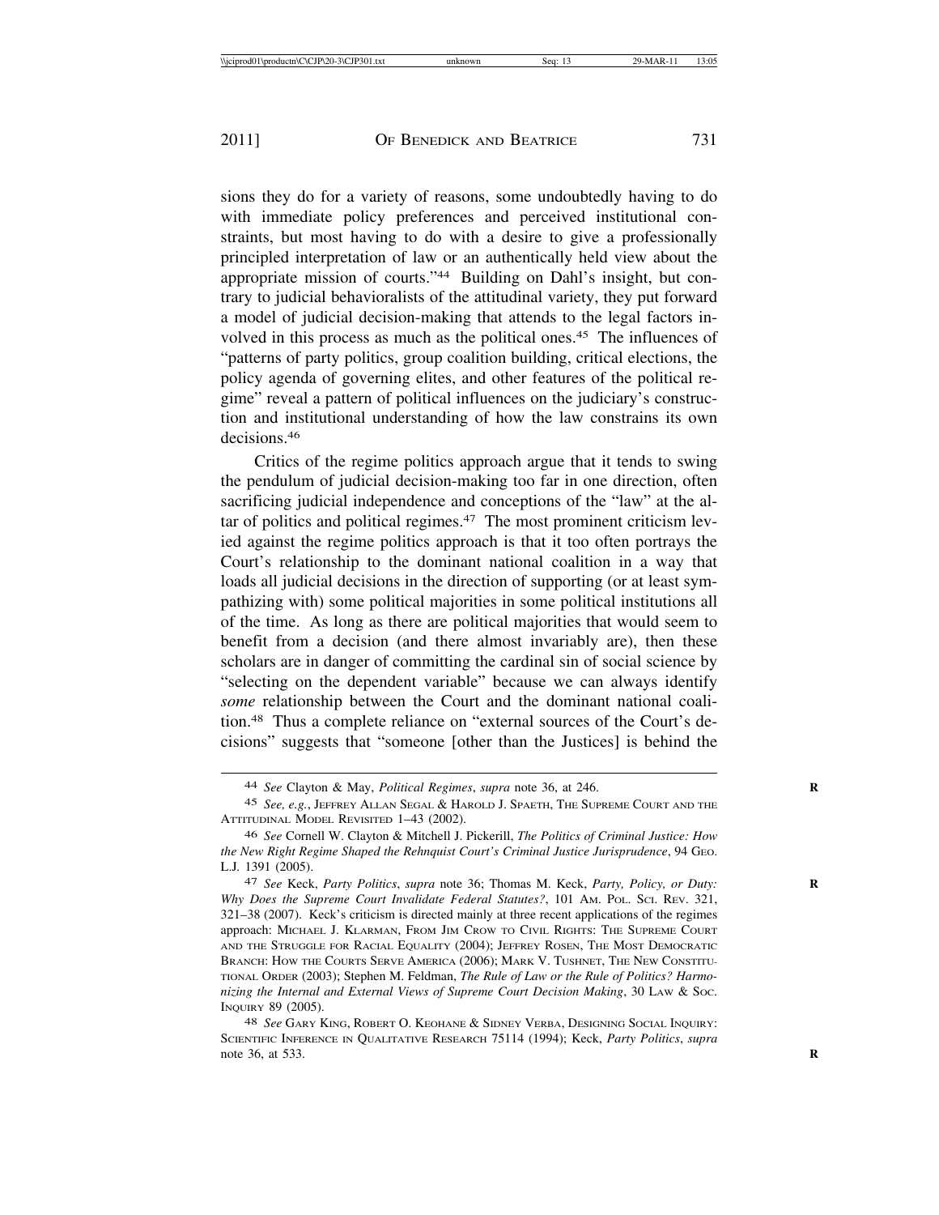sions they do for a variety of reasons, some undoubtedly having to do with immediate policy preferences and perceived institutional constraints, but most having to do with a desire to give a professionally principled interpretation of law or an authentically held view about the appropriate mission of courts."[44] Building on Dahl's insight, but contrary to judicial behavioralists of the attitudinal variety, they put forward a model of judicial decision-making that attends to the legal factors involved in this process as much as the political ones.[45] The influences of "patterns of party politics, group coalition building, critical elections, the policy agenda of governing elites, and other features of the political regime" reveal a pattern of political influences on the judiciary's construction and institutional understanding of how the law constrains its own decisions.[46]

Critics of the regime politics approach argue that it tends to swing the pendulum of judicial decision-making too far in one direction, often sacrificing judicial independence and conceptions of the "law" at the altar of politics and political regimes.[47] The most prominent criticism levied against the regime politics approach is that it too often portrays the Court's relationship to the dominant national coalition in a way that loads all judicial decisions in the direction of supporting (or at least sympathizing with) some political majorities in some political institutions all of the time. As long as there are political majorities that would seem to benefit from a decision (and there almost invariably are), then these scholars are in danger of committing the cardinal sin of social science by "selecting on the dependent variable" because we can always identify *some* relationship between the Court and the dominant national coalition.[48] Thus a complete reliance on "external sources of the Court's decisions" suggests that "someone [other than the Justices] is behind the

---

44 *See* Clayton & May, *Political Regimes*, *supra* note 36, at 246.

45 *See, e.g.*, Jeffrey Allan Segal & Harold J. Spaeth, The Supreme Court and the Attitudinal Model Revisited 1–43 (2002).

46 *See* Cornell W. Clayton & Mitchell J. Pickerill, *The Politics of Criminal Justice: How the New Right Regime Shaped the Rehnquist Court's Criminal Justice Jurisprudence*, 94 Geo. L.J. 1391 (2005).

47 *See* Keck, *Party Politics*, *supra* note 36; Thomas M. Keck, *Party, Policy, or Duty: Why Does the Supreme Court Invalidate Federal Statutes?*, 101 Am. Pol. Sci. Rev. 321, 321–38 (2007). Keck's criticism is directed mainly at three recent applications of the regimes approach: Michael J. Klarman, From Jim Crow to Civil Rights: The Supreme Court and the Struggle for Racial Equality (2004); Jeffrey Rosen, The Most Democratic Branch: How the Courts Serve America (2006); Mark V. Tushnet, The New Constitutional Order (2003); Stephen M. Feldman, *The Rule of Law or the Rule of Politics? Harmonizing the Internal and External Views of Supreme Court Decision Making*, 30 Law & Soc. Inquiry 89 (2005).

48 *See* Gary King, Robert O. Keohane & Sidney Verba, Designing Social Inquiry: Scientific Inference in Qualitative Research 75114 (1994); Keck, *Party Politics*, *supra* note 36, at 533.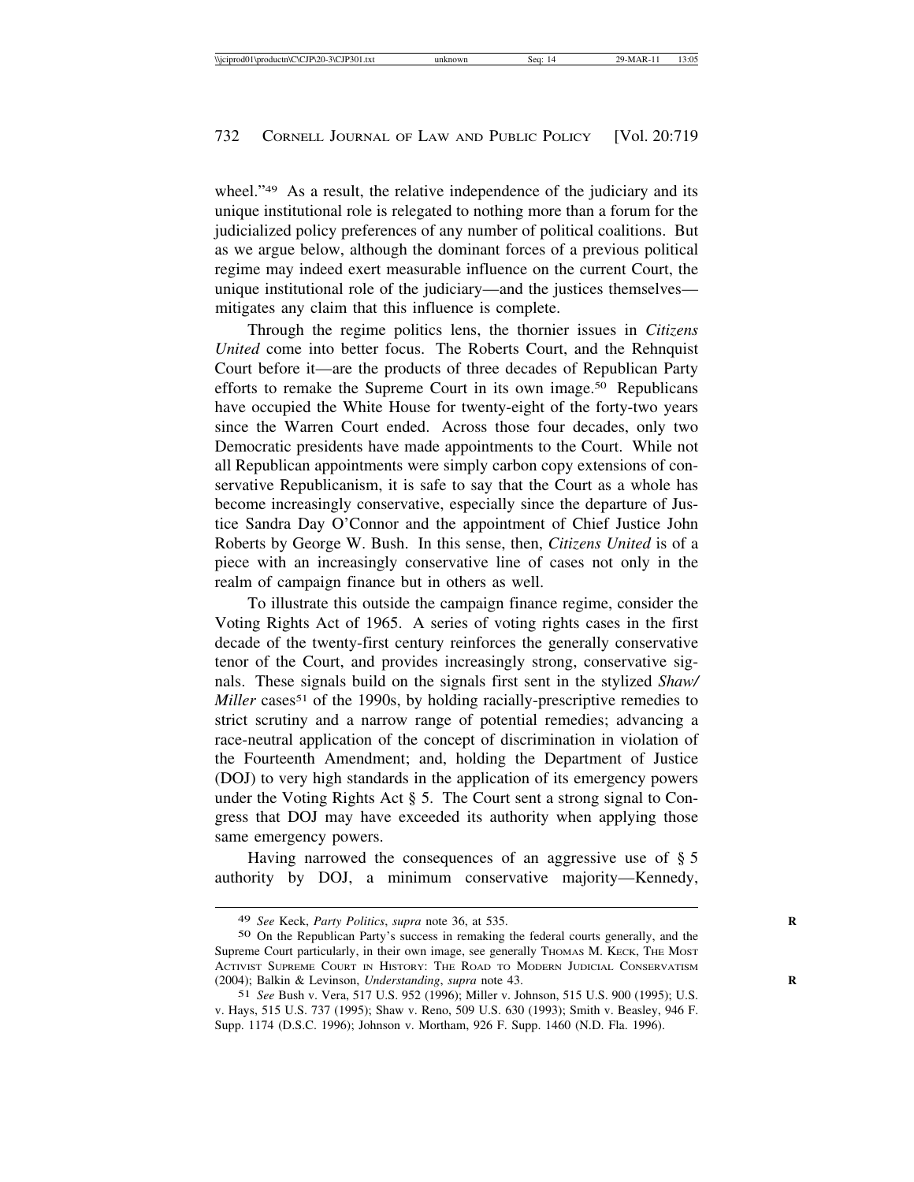wheel."[49] As a result, the relative independence of the judiciary and its unique institutional role is relegated to nothing more than a forum for the judicialized policy preferences of any number of political coalitions. But as we argue below, although the dominant forces of a previous political regime may indeed exert measurable influence on the current Court, the unique institutional role of the judiciary—and the justices themselves—mitigates any claim that this influence is complete.

Through the regime politics lens, the thornier issues in *Citizens United* come into better focus. The Roberts Court, and the Rehnquist Court before it—are the products of three decades of Republican Party efforts to remake the Supreme Court in its own image.[50] Republicans have occupied the White House for twenty-eight of the forty-two years since the Warren Court ended. Across those four decades, only two Democratic presidents have made appointments to the Court. While not all Republican appointments were simply carbon copy extensions of conservative Republicanism, it is safe to say that the Court as a whole has become increasingly conservative, especially since the departure of Justice Sandra Day O'Connor and the appointment of Chief Justice John Roberts by George W. Bush. In this sense, then, *Citizens United* is of a piece with an increasingly conservative line of cases not only in the realm of campaign finance but in others as well.

To illustrate this outside the campaign finance regime, consider the Voting Rights Act of 1965. A series of voting rights cases in the first decade of the twenty-first century reinforces the generally conservative tenor of the Court, and provides increasingly strong, conservative signals. These signals build on the signals first sent in the stylized *Shaw/Miller* cases[51] of the 1990s, by holding racially-prescriptive remedies to strict scrutiny and a narrow range of potential remedies; advancing a race-neutral application of the concept of discrimination in violation of the Fourteenth Amendment; and, holding the Department of Justice (DOJ) to very high standards in the application of its emergency powers under the Voting Rights Act § 5. The Court sent a strong signal to Congress that DOJ may have exceeded its authority when applying those same emergency powers.

Having narrowed the consequences of an aggressive use of § 5 authority by DOJ, a minimum conservative majority—Kennedy,

---

[49] *See* Keck, *Party Politics*, *supra* note 36, at 535.

[50] On the Republican Party's success in remaking the federal courts generally, and the Supreme Court particularly, in their own image, see generally THOMAS M. KECK, THE MOST ACTIVIST SUPREME COURT IN HISTORY: THE ROAD TO MODERN JUDICIAL CONSERVATISM (2004); Balkin & Levinson, *Understanding*, *supra* note 43.

[51] *See* Bush v. Vera, 517 U.S. 952 (1996); Miller v. Johnson, 515 U.S. 900 (1995); U.S. v. Hays, 515 U.S. 737 (1995); Shaw v. Reno, 509 U.S. 630 (1993); Smith v. Beasley, 946 F. Supp. 1174 (D.S.C. 1996); Johnson v. Mortham, 926 F. Supp. 1460 (N.D. Fla. 1996).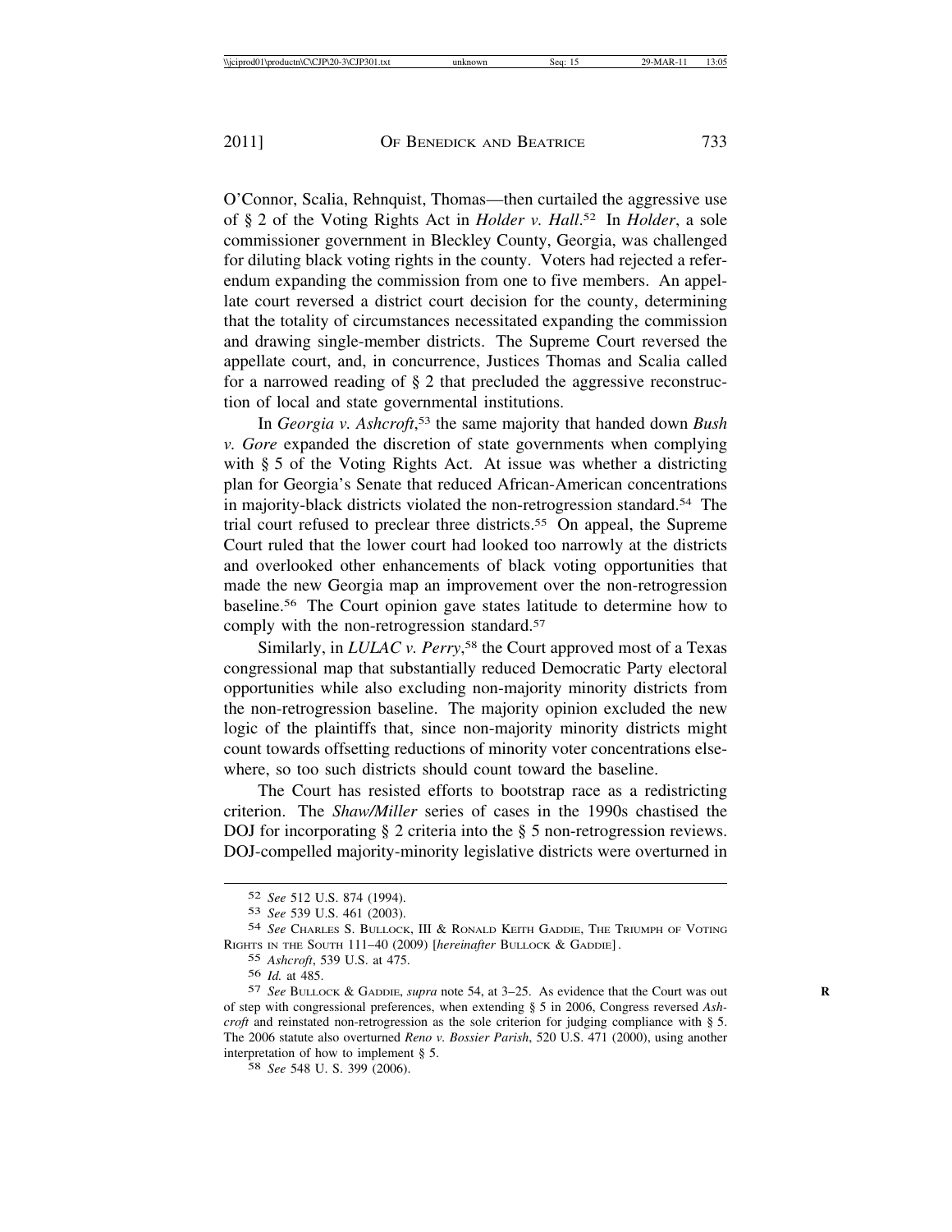O'Connor, Scalia, Rehnquist, Thomas—then curtailed the aggressive use of § 2 of the Voting Rights Act in *Holder v. Hall*.[52] In *Holder*, a sole commissioner government in Bleckley County, Georgia, was challenged for diluting black voting rights in the county. Voters had rejected a referendum expanding the commission from one to five members. An appellate court reversed a district court decision for the county, determining that the totality of circumstances necessitated expanding the commission and drawing single-member districts. The Supreme Court reversed the appellate court, and, in concurrence, Justices Thomas and Scalia called for a narrowed reading of § 2 that precluded the aggressive reconstruction of local and state governmental institutions.

In *Georgia v. Ashcroft*,[53] the same majority that handed down *Bush v. Gore* expanded the discretion of state governments when complying with § 5 of the Voting Rights Act. At issue was whether a districting plan for Georgia's Senate that reduced African-American concentrations in majority-black districts violated the non-retrogression standard.[54] The trial court refused to preclear three districts.[55] On appeal, the Supreme Court ruled that the lower court had looked too narrowly at the districts and overlooked other enhancements of black voting opportunities that made the new Georgia map an improvement over the non-retrogression baseline.[56] The Court opinion gave states latitude to determine how to comply with the non-retrogression standard.[57]

Similarly, in *LULAC v. Perry*,[58] the Court approved most of a Texas congressional map that substantially reduced Democratic Party electoral opportunities while also excluding non-majority minority districts from the non-retrogression baseline. The majority opinion excluded the new logic of the plaintiffs that, since non-majority minority districts might count towards offsetting reductions of minority voter concentrations elsewhere, so too such districts should count toward the baseline.

The Court has resisted efforts to bootstrap race as a redistricting criterion. The *Shaw/Miller* series of cases in the 1990s chastised the DOJ for incorporating § 2 criteria into the § 5 non-retrogression reviews. DOJ-compelled majority-minority legislative districts were overturned in

---

52 *See* 512 U.S. 874 (1994).

53 *See* 539 U.S. 461 (2003).

54 *See* Charles S. Bullock, III & Ronald Keith Gaddie, The Triumph of Voting Rights in the South 111–40 (2009) [*hereinafter* Bullock & Gaddie].

55 *Ashcroft*, 539 U.S. at 475.

56 *Id.* at 485.

57 *See* Bullock & Gaddie, *supra* note 54, at 3–25. As evidence that the Court was out of step with congressional preferences, when extending § 5 in 2006, Congress reversed *Ashcroft* and reinstated non-retrogression as the sole criterion for judging compliance with § 5. The 2006 statute also overturned *Reno v. Bossier Parish*, 520 U.S. 471 (2000), using another interpretation of how to implement § 5.

58 *See* 548 U. S. 399 (2006).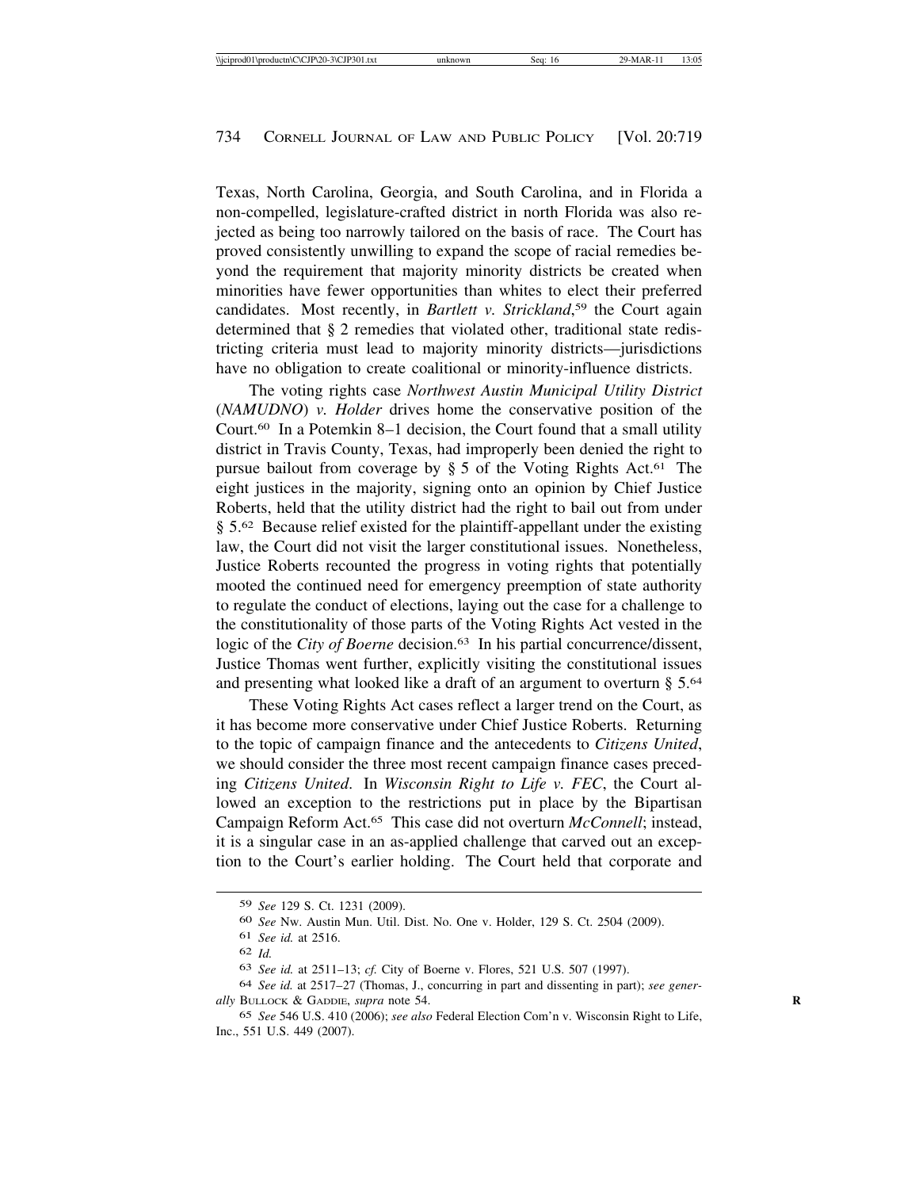Texas, North Carolina, Georgia, and South Carolina, and in Florida a non-compelled, legislature-crafted district in north Florida was also rejected as being too narrowly tailored on the basis of race. The Court has proved consistently unwilling to expand the scope of racial remedies beyond the requirement that majority minority districts be created when minorities have fewer opportunities than whites to elect their preferred candidates. Most recently, in *Bartlett v. Strickland*,[59] the Court again determined that § 2 remedies that violated other, traditional state redistricting criteria must lead to majority minority districts—jurisdictions have no obligation to create coalitional or minority-influence districts.

The voting rights case *Northwest Austin Municipal Utility District* (*NAMUDNO*) *v. Holder* drives home the conservative position of the Court.[60] In a Potemkin 8–1 decision, the Court found that a small utility district in Travis County, Texas, had improperly been denied the right to pursue bailout from coverage by § 5 of the Voting Rights Act.[61] The eight justices in the majority, signing onto an opinion by Chief Justice Roberts, held that the utility district had the right to bail out from under § 5.[62] Because relief existed for the plaintiff-appellant under the existing law, the Court did not visit the larger constitutional issues. Nonetheless, Justice Roberts recounted the progress in voting rights that potentially mooted the continued need for emergency preemption of state authority to regulate the conduct of elections, laying out the case for a challenge to the constitutionality of those parts of the Voting Rights Act vested in the logic of the *City of Boerne* decision.[63] In his partial concurrence/dissent, Justice Thomas went further, explicitly visiting the constitutional issues and presenting what looked like a draft of an argument to overturn § 5.[64]

These Voting Rights Act cases reflect a larger trend on the Court, as it has become more conservative under Chief Justice Roberts. Returning to the topic of campaign finance and the antecedents to *Citizens United*, we should consider the three most recent campaign finance cases preceding *Citizens United*. In *Wisconsin Right to Life v. FEC*, the Court allowed an exception to the restrictions put in place by the Bipartisan Campaign Reform Act.[65] This case did not overturn *McConnell*; instead, it is a singular case in an as-applied challenge that carved out an exception to the Court's earlier holding. The Court held that corporate and

---

59 *See* 129 S. Ct. 1231 (2009).

60 *See* Nw. Austin Mun. Util. Dist. No. One v. Holder, 129 S. Ct. 2504 (2009).

61 *See id.* at 2516.

62 *Id.*

63 *See id.* at 2511–13; *cf.* City of Boerne v. Flores, 521 U.S. 507 (1997).

64 *See id.* at 2517–27 (Thomas, J., concurring in part and dissenting in part); *see generally* BULLOCK & GADDIE, *supra* note 54.

65 *See* 546 U.S. 410 (2006); *see also* Federal Election Com'n v. Wisconsin Right to Life, Inc., 551 U.S. 449 (2007).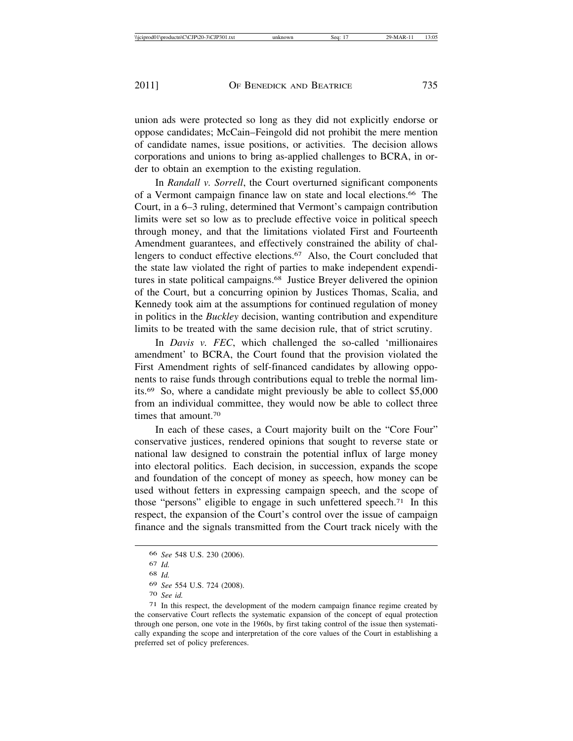union ads were protected so long as they did not explicitly endorse or oppose candidates; McCain–Feingold did not prohibit the mere mention of candidate names, issue positions, or activities. The decision allows corporations and unions to bring as-applied challenges to BCRA, in order to obtain an exemption to the existing regulation.

In *Randall v. Sorrell*, the Court overturned significant components of a Vermont campaign finance law on state and local elections.[66] The Court, in a 6–3 ruling, determined that Vermont's campaign contribution limits were set so low as to preclude effective voice in political speech through money, and that the limitations violated First and Fourteenth Amendment guarantees, and effectively constrained the ability of challengers to conduct effective elections.[67] Also, the Court concluded that the state law violated the right of parties to make independent expenditures in state political campaigns.[68] Justice Breyer delivered the opinion of the Court, but a concurring opinion by Justices Thomas, Scalia, and Kennedy took aim at the assumptions for continued regulation of money in politics in the *Buckley* decision, wanting contribution and expenditure limits to be treated with the same decision rule, that of strict scrutiny.

In *Davis v. FEC*, which challenged the so-called 'millionaires amendment' to BCRA, the Court found that the provision violated the First Amendment rights of self-financed candidates by allowing opponents to raise funds through contributions equal to treble the normal limits.[69] So, where a candidate might previously be able to collect $5,000 from an individual committee, they would now be able to collect three times that amount.[70]

In each of these cases, a Court majority built on the "Core Four" conservative justices, rendered opinions that sought to reverse state or national law designed to constrain the potential influx of large money into electoral politics. Each decision, in succession, expands the scope and foundation of the concept of money as speech, how money can be used without fetters in expressing campaign speech, and the scope of those "persons" eligible to engage in such unfettered speech.[71] In this respect, the expansion of the Court's control over the issue of campaign finance and the signals transmitted from the Court track nicely with the

---

[66] *See* 548 U.S. 230 (2006).

[67] *Id.*

[68] *Id.*

[69] *See* 554 U.S. 724 (2008).

[70] *See id.*

[71] In this respect, the development of the modern campaign finance regime created by the conservative Court reflects the systematic expansion of the concept of equal protection through one person, one vote in the 1960s, by first taking control of the issue then systematically expanding the scope and interpretation of the core values of the Court in establishing a preferred set of policy preferences.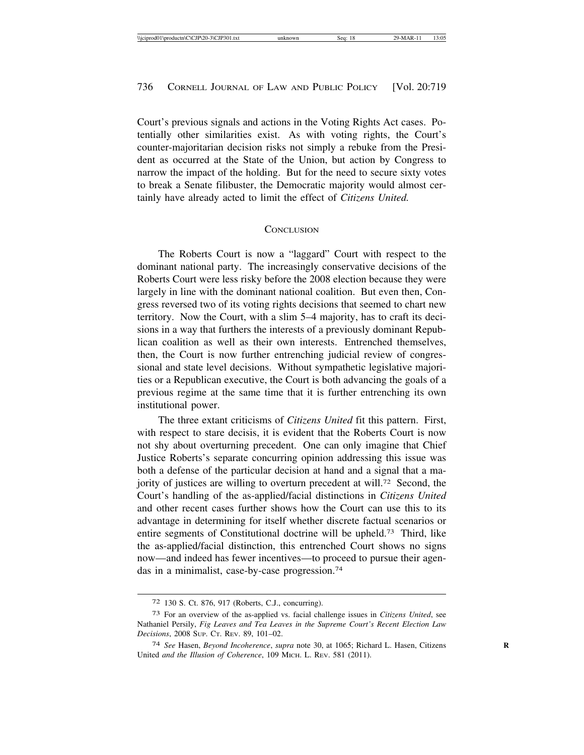Court's previous signals and actions in the Voting Rights Act cases. Potentially other similarities exist. As with voting rights, the Court's counter-majoritarian decision risks not simply a rebuke from the President as occurred at the State of the Union, but action by Congress to narrow the impact of the holding. But for the need to secure sixty votes to break a Senate filibuster, the Democratic majority would almost certainly have already acted to limit the effect of *Citizens United.*

## CONCLUSION

The Roberts Court is now a "laggard" Court with respect to the dominant national party. The increasingly conservative decisions of the Roberts Court were less risky before the 2008 election because they were largely in line with the dominant national coalition. But even then, Congress reversed two of its voting rights decisions that seemed to chart new territory. Now the Court, with a slim 5–4 majority, has to craft its decisions in a way that furthers the interests of a previously dominant Republican coalition as well as their own interests. Entrenched themselves, then, the Court is now further entrenching judicial review of congressional and state level decisions. Without sympathetic legislative majorities or a Republican executive, the Court is both advancing the goals of a previous regime at the same time that it is further entrenching its own institutional power.

The three extant criticisms of *Citizens United* fit this pattern. First, with respect to stare decisis, it is evident that the Roberts Court is now not shy about overturning precedent. One can only imagine that Chief Justice Roberts's separate concurring opinion addressing this issue was both a defense of the particular decision at hand and a signal that a majority of justices are willing to overturn precedent at will.[72] Second, the Court's handling of the as-applied/facial distinctions in *Citizens United* and other recent cases further shows how the Court can use this to its advantage in determining for itself whether discrete factual scenarios or entire segments of Constitutional doctrine will be upheld.[73] Third, like the as-applied/facial distinction, this entrenched Court shows no signs now—and indeed has fewer incentives—to proceed to pursue their agendas in a minimalist, case-by-case progression.[74]

---

72 130 S. Ct. 876, 917 (Roberts, C.J., concurring).

73 For an overview of the as-applied vs. facial challenge issues in *Citizens United*, see Nathaniel Persily, *Fig Leaves and Tea Leaves in the Supreme Court's Recent Election Law Decisions*, 2008 SUP. CT. REV. 89, 101–02.

74 *See* Hasen, *Beyond Incoherence*, *supra* note 30, at 1065; Richard L. Hasen, Citizens United *and the Illusion of Coherence*, 109 MICH. L. REV. 581 (2011).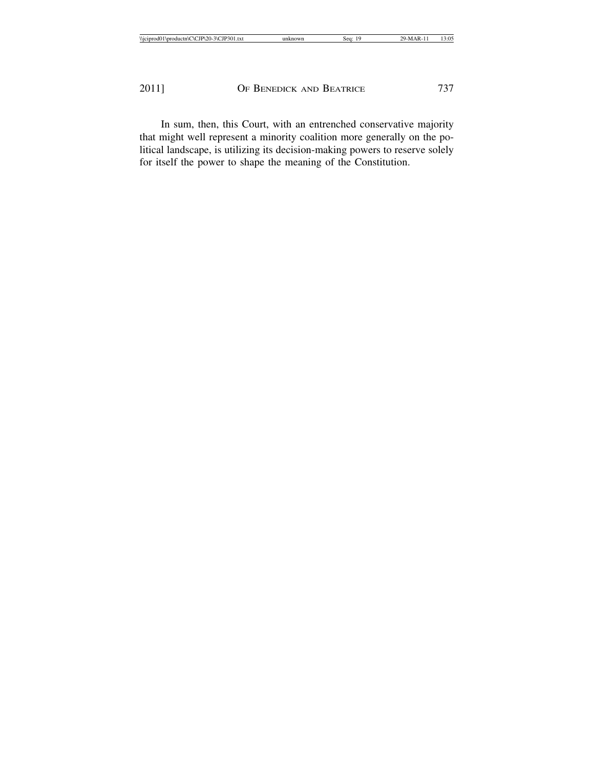In sum, then, this Court, with an entrenched conservative majority that might well represent a minority coalition more generally on the political landscape, is utilizing its decision-making powers to reserve solely for itself the power to shape the meaning of the Constitution.